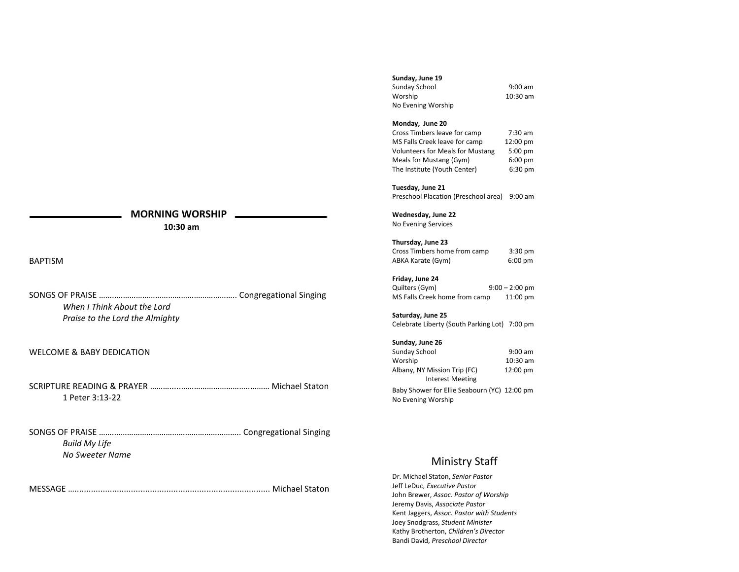## MORNING WORSHIP

**10:30 am**

BAPTISM

SONGS OF PRAISE ………………………………………………………. Congregational Singing

*When I Think About the Lord*
*Praise to the Lord the Almighty*

WELCOME & BABY DEDICATION

SCRIPTURE READING & PRAYER ……….………………………….……… Michael Staton

1 Peter 3:13-22

SONGS OF PRAISE ………………………………………………………. Congregational Singing

*Build My Life*
*No Sweeter Name*

MESSAGE …................................................................................. Michael Staton

**Sunday, June 19**

| | |
|---|---|
| Sunday School | 9:00 am |
| Worship | 10:30 am |
| No Evening Worship | |

**Monday, June 20**

| | |
|---|---|
| Cross Timbers leave for camp | 7:30 am |
| MS Falls Creek leave for camp | 12:00 pm |
| Volunteers for Meals for Mustang | 5:00 pm |
| Meals for Mustang (Gym) | 6:00 pm |
| The Institute (Youth Center) | 6:30 pm |

**Tuesday, June 21**

| | |
|---|---|
| Preschool Placation (Preschool area) | 9:00 am |

**Wednesday, June 22**

No Evening Services

**Thursday, June 23**

| | |
|---|---|
| Cross Timbers home from camp | 3:30 pm |
| ABKA Karate (Gym) | 6:00 pm |

**Friday, June 24**

| | |
|---|---|
| Quilters (Gym) | 9:00 – 2:00 pm |
| MS Falls Creek home from camp | 11:00 pm |

**Saturday, June 25**

| | |
|---|---|
| Celebrate Liberty (South Parking Lot) | 7:00 pm |

**Sunday, June 26**

| | |
|---|---|
| Sunday School | 9:00 am |
| Worship | 10:30 am |
| Albany, NY Mission Trip (FC) Interest Meeting | 12:00 pm |
| Baby Shower for Ellie Seabourn (YC) | 12:00 pm |
| No Evening Worship | |

## Ministry Staff

Dr. Michael Staton, *Senior Pastor*
Jeff LeDuc, *Executive Pastor*
John Brewer, *Assoc. Pastor of Worship*
Jeremy Davis, *Associate Pastor*
Kent Jaggers, *Assoc. Pastor with Students*
Joey Snodgrass, *Student Minister*
Kathy Brotherton, *Children's Director*
Bandi David, *Preschool Director*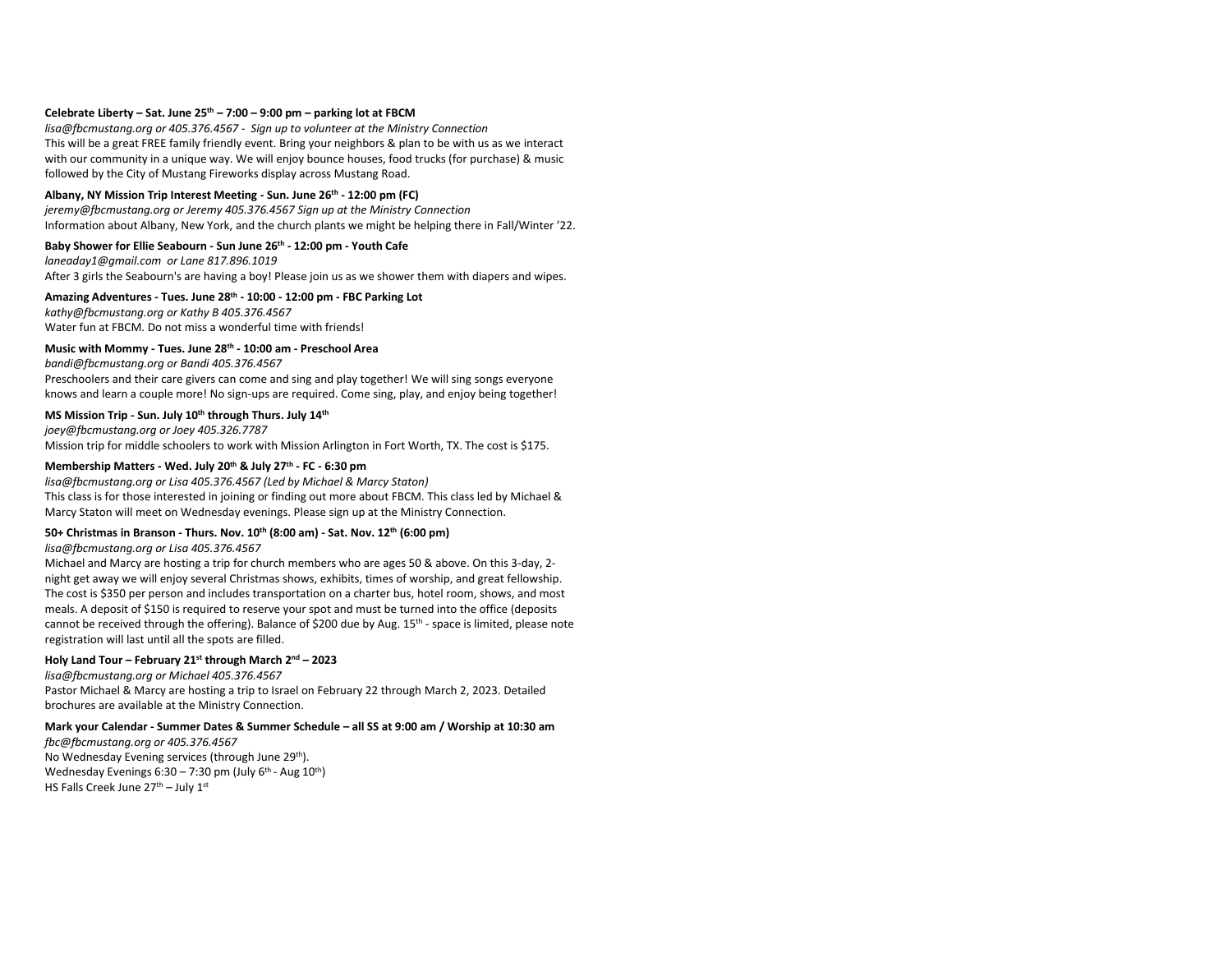**Celebrate Liberty – Sat. June 25th – 7:00 – 9:00 pm – parking lot at FBCM**

*lisa@fbcmustang.org or 405.376.4567 - Sign up to volunteer at the Ministry Connection*

This will be a great FREE family friendly event. Bring your neighbors & plan to be with us as we interact with our community in a unique way. We will enjoy bounce houses, food trucks (for purchase) & music followed by the City of Mustang Fireworks display across Mustang Road.

**Albany, NY Mission Trip Interest Meeting - Sun. June 26th - 12:00 pm (FC)**

*jeremy@fbcmustang.org or Jeremy 405.376.4567 Sign up at the Ministry Connection*

Information about Albany, New York, and the church plants we might be helping there in Fall/Winter '22.

**Baby Shower for Ellie Seabourn - Sun June 26th - 12:00 pm - Youth Cafe**

*laneaday1@gmail.com or Lane 817.896.1019*

After 3 girls the Seabourn's are having a boy! Please join us as we shower them with diapers and wipes.

**Amazing Adventures - Tues. June 28th - 10:00 - 12:00 pm - FBC Parking Lot**

*kathy@fbcmustang.org or Kathy B 405.376.4567*

Water fun at FBCM. Do not miss a wonderful time with friends!

**Music with Mommy - Tues. June 28th - 10:00 am - Preschool Area**

*bandi@fbcmustang.org or Bandi 405.376.4567*

Preschoolers and their care givers can come and sing and play together! We will sing songs everyone knows and learn a couple more! No sign-ups are required. Come sing, play, and enjoy being together!

**MS Mission Trip - Sun. July 10th through Thurs. July 14th**

*joey@fbcmustang.org or Joey 405.326.7787*

Mission trip for middle schoolers to work with Mission Arlington in Fort Worth, TX. The cost is $175.

**Membership Matters - Wed. July 20th & July 27th - FC - 6:30 pm**

*lisa@fbcmustang.org or Lisa 405.376.4567 (Led by Michael & Marcy Staton)*

This class is for those interested in joining or finding out more about FBCM. This class led by Michael & Marcy Staton will meet on Wednesday evenings. Please sign up at the Ministry Connection.

**50+ Christmas in Branson - Thurs. Nov. 10th (8:00 am) - Sat. Nov. 12th (6:00 pm)**

*lisa@fbcmustang.org or Lisa 405.376.4567*

Michael and Marcy are hosting a trip for church members who are ages 50 & above. On this 3-day, 2-night get away we will enjoy several Christmas shows, exhibits, times of worship, and great fellowship. The cost is $350 per person and includes transportation on a charter bus, hotel room, shows, and most meals. A deposit of $150 is required to reserve your spot and must be turned into the office (deposits cannot be received through the offering). Balance of $200 due by Aug. 15th - space is limited, please note registration will last until all the spots are filled.

**Holy Land Tour – February 21st through March 2nd – 2023**

*lisa@fbcmustang.org or Michael 405.376.4567*

Pastor Michael & Marcy are hosting a trip to Israel on February 22 through March 2, 2023. Detailed brochures are available at the Ministry Connection.

**Mark your Calendar - Summer Dates & Summer Schedule – all SS at 9:00 am / Worship at 10:30 am**

*fbc@fbcmustang.org or 405.376.4567*

No Wednesday Evening services (through June 29th).
Wednesday Evenings 6:30 – 7:30 pm (July 6th - Aug 10th)
HS Falls Creek June 27th – July 1st